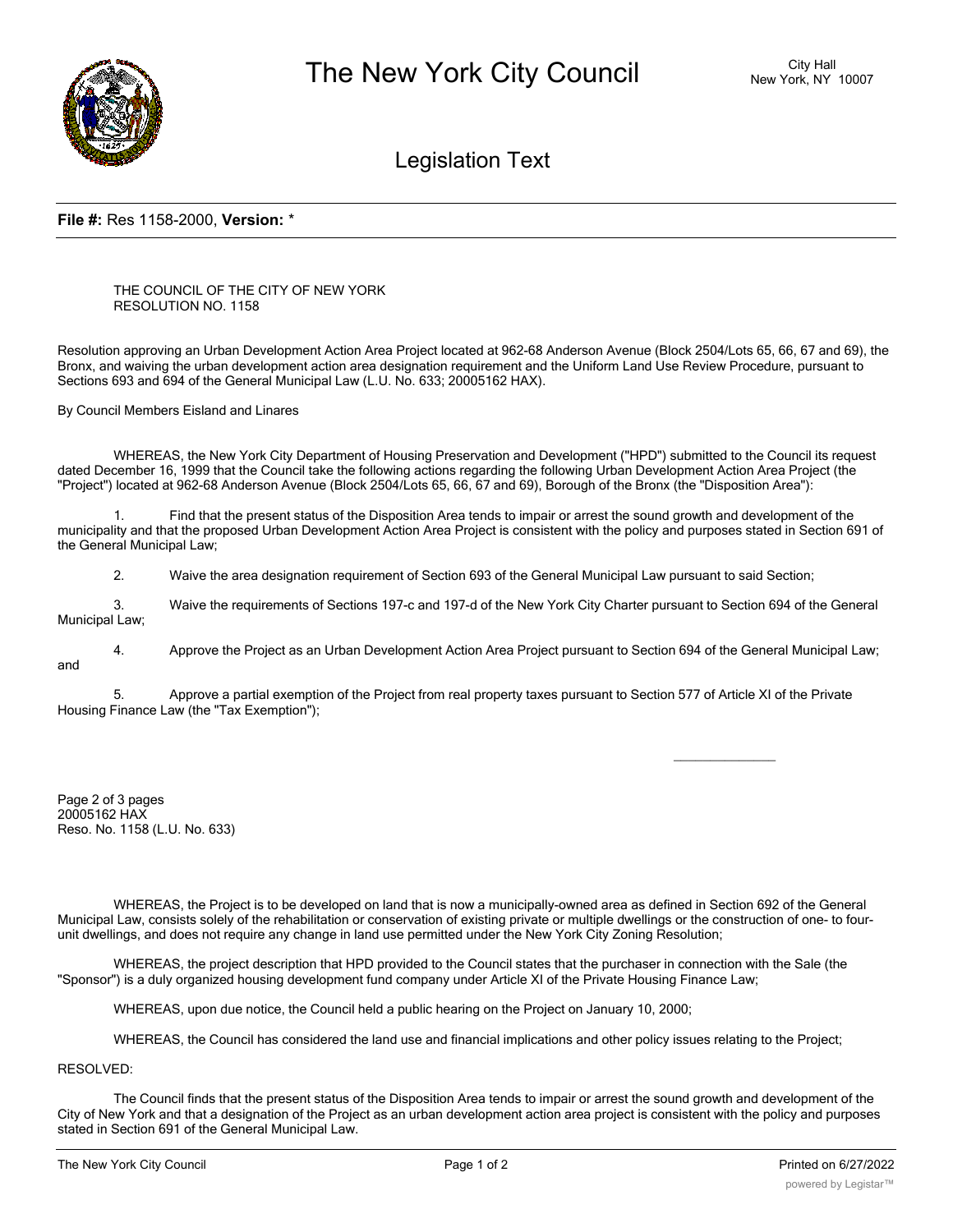# The New York City Council

City Hall
New York, NY 10007

## Legislation Text

**File #:** Res 1158-2000, **Version:** *

THE COUNCIL OF THE CITY OF NEW YORK
RESOLUTION NO. 1158

Resolution approving an Urban Development Action Area Project located at 962-68 Anderson Avenue (Block 2504/Lots 65, 66, 67 and 69), the Bronx, and waiving the urban development action area designation requirement and the Uniform Land Use Review Procedure, pursuant to Sections 693 and 694 of the General Municipal Law (L.U. No. 633; 20005162 HAX).

By Council Members Eisland and Linares

WHEREAS, the New York City Department of Housing Preservation and Development ("HPD") submitted to the Council its request dated December 16, 1999 that the Council take the following actions regarding the following Urban Development Action Area Project (the "Project") located at 962-68 Anderson Avenue (Block 2504/Lots 65, 66, 67 and 69), Borough of the Bronx (the "Disposition Area"):

1. Find that the present status of the Disposition Area tends to impair or arrest the sound growth and development of the municipality and that the proposed Urban Development Action Area Project is consistent with the policy and purposes stated in Section 691 of the General Municipal Law;

2. Waive the area designation requirement of Section 693 of the General Municipal Law pursuant to said Section;

3. Waive the requirements of Sections 197-c and 197-d of the New York City Charter pursuant to Section 694 of the General Municipal Law;

4. Approve the Project as an Urban Development Action Area Project pursuant to Section 694 of the General Municipal Law; and

5. Approve a partial exemption of the Project from real property taxes pursuant to Section 577 of Article XI of the Private Housing Finance Law (the "Tax Exemption");

Page 2 of 3 pages
20005162 HAX
Reso. No. 1158 (L.U. No. 633)

WHEREAS, the Project is to be developed on land that is now a municipally-owned area as defined in Section 692 of the General Municipal Law, consists solely of the rehabilitation or conservation of existing private or multiple dwellings or the construction of one- to four-unit dwellings, and does not require any change in land use permitted under the New York City Zoning Resolution;

WHEREAS, the project description that HPD provided to the Council states that the purchaser in connection with the Sale (the "Sponsor") is a duly organized housing development fund company under Article XI of the Private Housing Finance Law;

WHEREAS, upon due notice, the Council held a public hearing on the Project on January 10, 2000;

WHEREAS, the Council has considered the land use and financial implications and other policy issues relating to the Project;

RESOLVED:

The Council finds that the present status of the Disposition Area tends to impair or arrest the sound growth and development of the City of New York and that a designation of the Project as an urban development action area project is consistent with the policy and purposes stated in Section 691 of the General Municipal Law.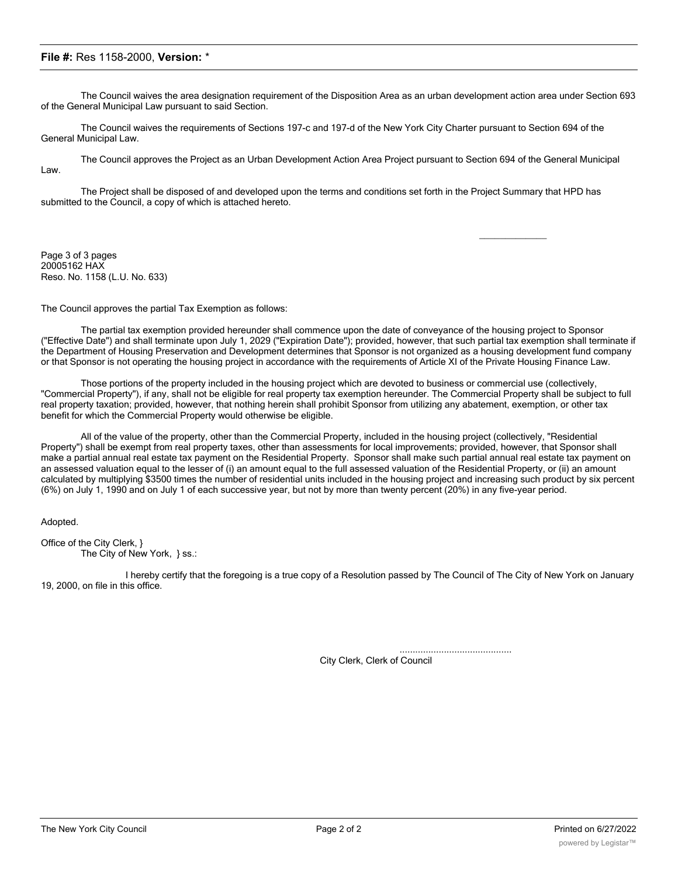The Council waives the area designation requirement of the Disposition Area as an urban development action area under Section 693 of the General Municipal Law pursuant to said Section.

The Council waives the requirements of Sections 197-c and 197-d of the New York City Charter pursuant to Section 694 of the General Municipal Law.

The Council approves the Project as an Urban Development Action Area Project pursuant to Section 694 of the General Municipal Law.

The Project shall be disposed of and developed upon the terms and conditions set forth in the Project Summary that HPD has submitted to the Council, a copy of which is attached hereto.

Page 3 of 3 pages
20005162 HAX
Reso. No. 1158 (L.U. No. 633)

The Council approves the partial Tax Exemption as follows:

The partial tax exemption provided hereunder shall commence upon the date of conveyance of the housing project to Sponsor ("Effective Date") and shall terminate upon July 1, 2029 ("Expiration Date"); provided, however, that such partial tax exemption shall terminate if the Department of Housing Preservation and Development determines that Sponsor is not organized as a housing development fund company or that Sponsor is not operating the housing project in accordance with the requirements of Article XI of the Private Housing Finance Law.

Those portions of the property included in the housing project which are devoted to business or commercial use (collectively, "Commercial Property"), if any, shall not be eligible for real property tax exemption hereunder. The Commercial Property shall be subject to full real property taxation; provided, however, that nothing herein shall prohibit Sponsor from utilizing any abatement, exemption, or other tax benefit for which the Commercial Property would otherwise be eligible.

All of the value of the property, other than the Commercial Property, included in the housing project (collectively, "Residential Property") shall be exempt from real property taxes, other than assessments for local improvements; provided, however, that Sponsor shall make a partial annual real estate tax payment on the Residential Property. Sponsor shall make such partial annual real estate tax payment on an assessed valuation equal to the lesser of (i) an amount equal to the full assessed valuation of the Residential Property, or (ii) an amount calculated by multiplying $3500 times the number of residential units included in the housing project and increasing such product by six percent (6%) on July 1, 1990 and on July 1 of each successive year, but not by more than twenty percent (20%) in any five-year period.

Adopted.

Office of the City Clerk, }
The City of New York, } ss.:

I hereby certify that the foregoing is a true copy of a Resolution passed by The Council of The City of New York on January 19, 2000, on file in this office.

..........................................
City Clerk, Clerk of Council